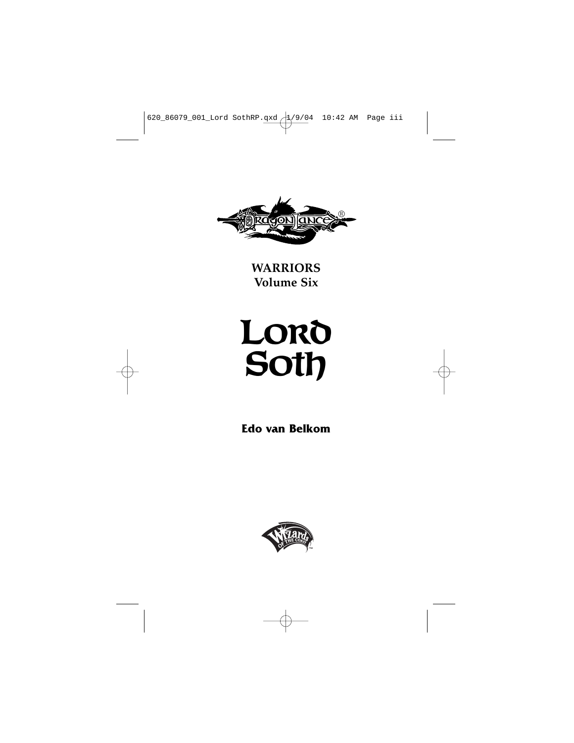WARRIORS
Volume Six

# Lord Soth

**Edo van Belkom**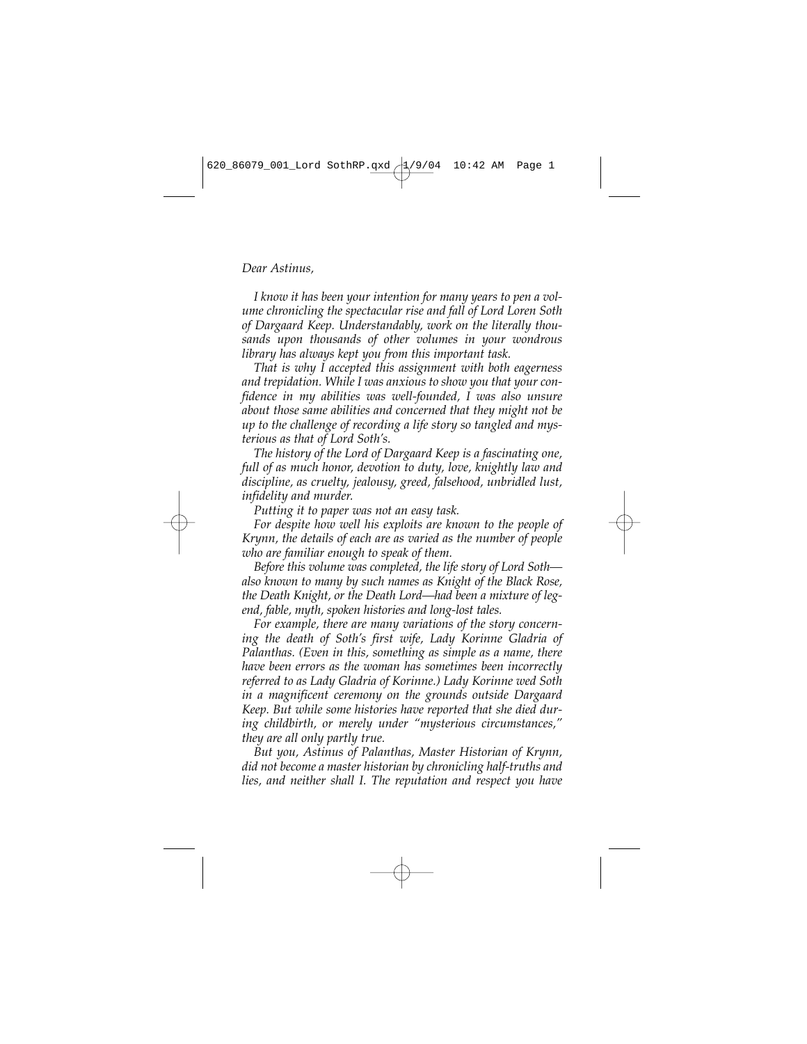*Dear Astinus,*

*I know it has been your intention for many years to pen a volume chronicling the spectacular rise and fall of Lord Loren Soth of Dargaard Keep. Understandably, work on the literally thousands upon thousands of other volumes in your wondrous library has always kept you from this important task.*

*That is why I accepted this assignment with both eagerness and trepidation. While I was anxious to show you that your confidence in my abilities was well-founded, I was also unsure about those same abilities and concerned that they might not be up to the challenge of recording a life story so tangled and mysterious as that of Lord Soth's.*

*The history of the Lord of Dargaard Keep is a fascinating one, full of as much honor, devotion to duty, love, knightly law and discipline, as cruelty, jealousy, greed, falsehood, unbridled lust, infidelity and murder.*

*Putting it to paper was not an easy task.*

*For despite how well his exploits are known to the people of Krynn, the details of each are as varied as the number of people who are familiar enough to speak of them.*

*Before this volume was completed, the life story of Lord Soth—also known to many by such names as Knight of the Black Rose, the Death Knight, or the Death Lord—had been a mixture of legend, fable, myth, spoken histories and long-lost tales.*

*For example, there are many variations of the story concerning the death of Soth's first wife, Lady Korinne Gladria of Palanthas. (Even in this, something as simple as a name, there have been errors as the woman has sometimes been incorrectly referred to as Lady Gladria of Korinne.) Lady Korinne wed Soth in a magnificent ceremony on the grounds outside Dargaard Keep. But while some histories have reported that she died during childbirth, or merely under "mysterious circumstances," they are all only partly true.*

*But you, Astinus of Palanthas, Master Historian of Krynn, did not become a master historian by chronicling half-truths and lies, and neither shall I. The reputation and respect you have*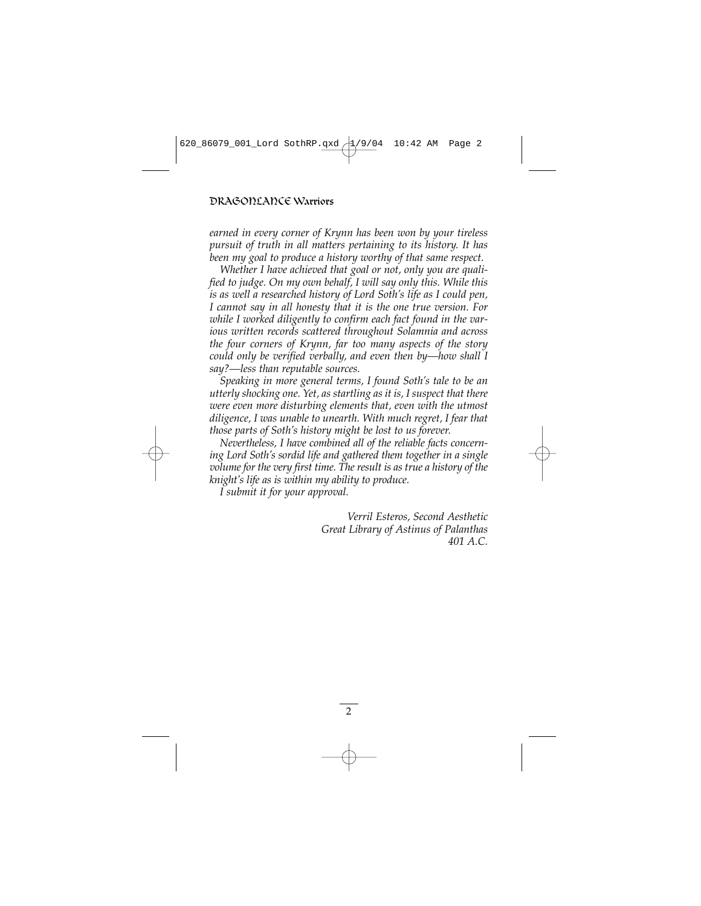*earned in every corner of Krynn has been won by your tireless pursuit of truth in all matters pertaining to its history. It has been my goal to produce a history worthy of that same respect.*

*Whether I have achieved that goal or not, only you are qualified to judge. On my own behalf, I will say only this. While this is as well a researched history of Lord Soth's life as I could pen, I cannot say in all honesty that it is the one true version. For while I worked diligently to confirm each fact found in the various written records scattered throughout Solamnia and across the four corners of Krynn, far too many aspects of the story could only be verified verbally, and even then by—how shall I say?—less than reputable sources.*

*Speaking in more general terms, I found Soth's tale to be an utterly shocking one. Yet, as startling as it is, I suspect that there were even more disturbing elements that, even with the utmost diligence, I was unable to unearth. With much regret, I fear that those parts of Soth's history might be lost to us forever.*

*Nevertheless, I have combined all of the reliable facts concerning Lord Soth's sordid life and gathered them together in a single volume for the very first time. The result is as true a history of the knight's life as is within my ability to produce.*

*I submit it for your approval.*

*Verril Esteros, Second Aesthetic*
*Great Library of Astinus of Palanthas*
*401 A.C.*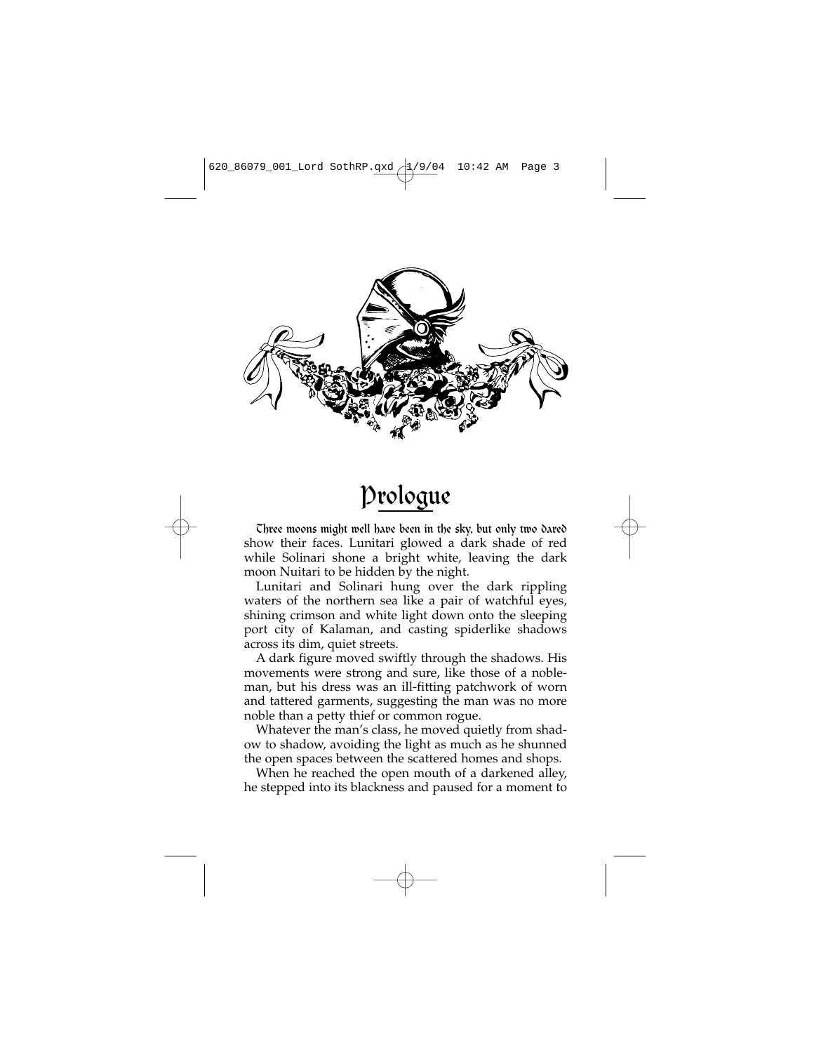# Prologue

Three moons might well have been in the sky, but only two dared show their faces. Lunitari glowed a dark shade of red while Solinari shone a bright white, leaving the dark moon Nuitari to be hidden by the night.

Lunitari and Solinari hung over the dark rippling waters of the northern sea like a pair of watchful eyes, shining crimson and white light down onto the sleeping port city of Kalaman, and casting spiderlike shadows across its dim, quiet streets.

A dark figure moved swiftly through the shadows. His movements were strong and sure, like those of a nobleman, but his dress was an ill-fitting patchwork of worn and tattered garments, suggesting the man was no more noble than a petty thief or common rogue.

Whatever the man's class, he moved quietly from shadow to shadow, avoiding the light as much as he shunned the open spaces between the scattered homes and shops.

When he reached the open mouth of a darkened alley, he stepped into its blackness and paused for a moment to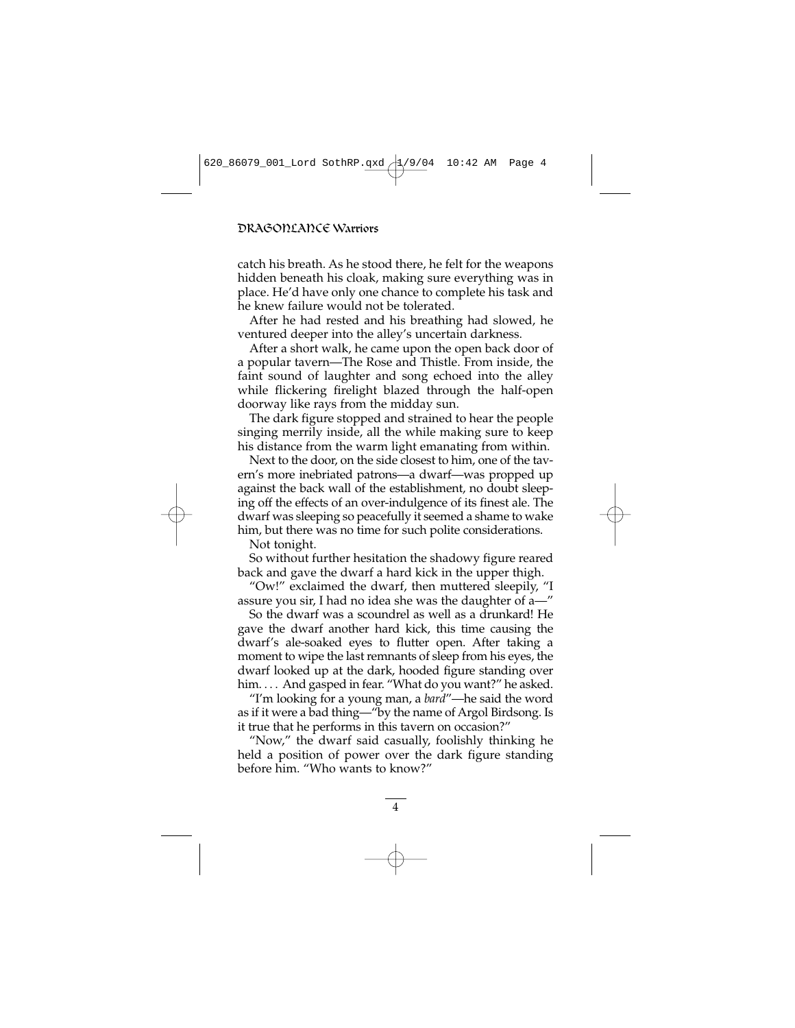catch his breath. As he stood there, he felt for the weapons hidden beneath his cloak, making sure everything was in place. He'd have only one chance to complete his task and he knew failure would not be tolerated.

After he had rested and his breathing had slowed, he ventured deeper into the alley's uncertain darkness.

After a short walk, he came upon the open back door of a popular tavern—The Rose and Thistle. From inside, the faint sound of laughter and song echoed into the alley while flickering firelight blazed through the half-open doorway like rays from the midday sun.

The dark figure stopped and strained to hear the people singing merrily inside, all the while making sure to keep his distance from the warm light emanating from within.

Next to the door, on the side closest to him, one of the tavern's more inebriated patrons—a dwarf—was propped up against the back wall of the establishment, no doubt sleeping off the effects of an over-indulgence of its finest ale. The dwarf was sleeping so peacefully it seemed a shame to wake him, but there was no time for such polite considerations.

Not tonight.

So without further hesitation the shadowy figure reared back and gave the dwarf a hard kick in the upper thigh.

"Ow!" exclaimed the dwarf, then muttered sleepily, "I assure you sir, I had no idea she was the daughter of a—"

So the dwarf was a scoundrel as well as a drunkard! He gave the dwarf another hard kick, this time causing the dwarf's ale-soaked eyes to flutter open. After taking a moment to wipe the last remnants of sleep from his eyes, the dwarf looked up at the dark, hooded figure standing over him. . . . And gasped in fear. "What do you want?" he asked.

"I'm looking for a young man, a *bard*"—he said the word as if it were a bad thing—"by the name of Argol Birdsong. Is it true that he performs in this tavern on occasion?"

"Now," the dwarf said casually, foolishly thinking he held a position of power over the dark figure standing before him. "Who wants to know?"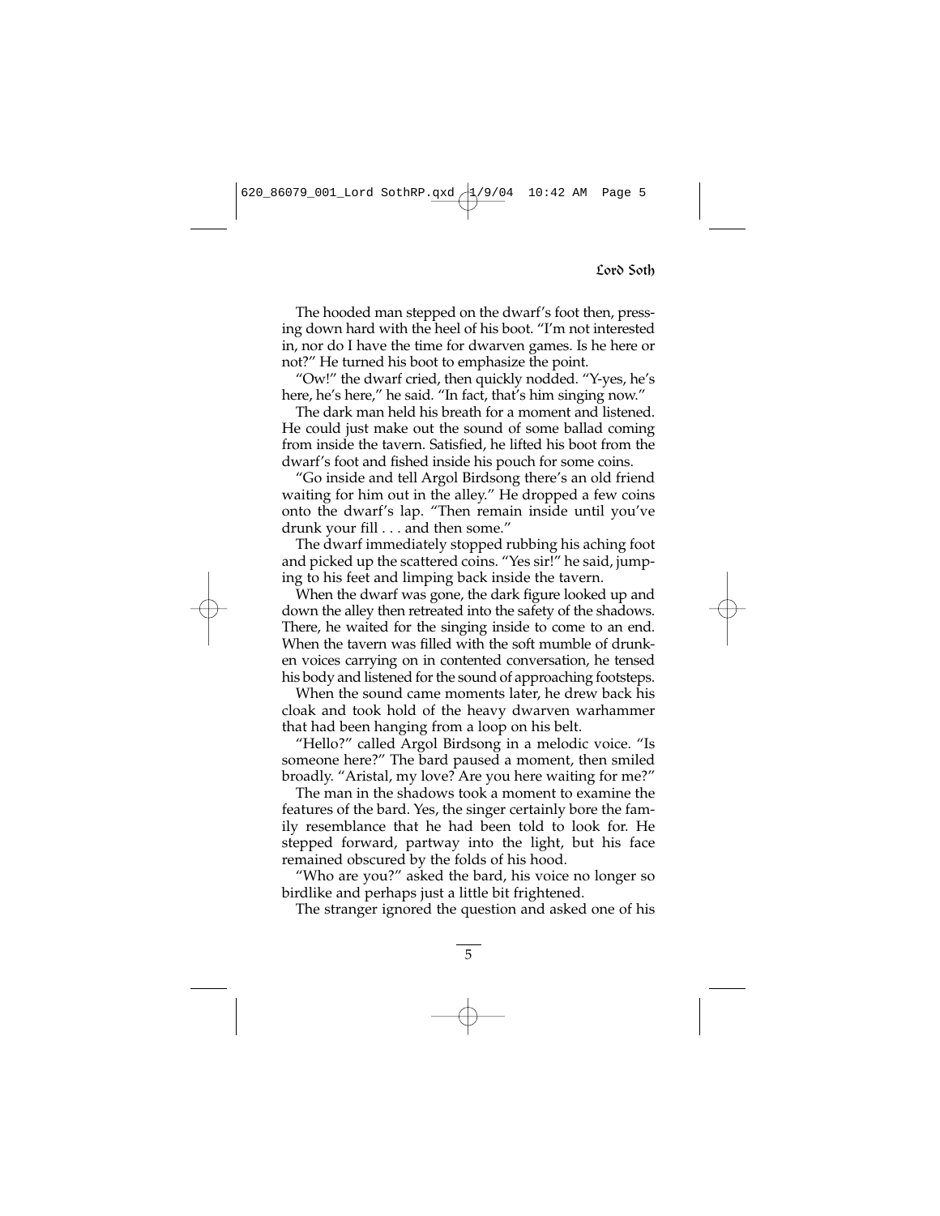The hooded man stepped on the dwarf's foot then, pressing down hard with the heel of his boot. "I'm not interested in, nor do I have the time for dwarven games. Is he here or not?" He turned his boot to emphasize the point.

"Ow!" the dwarf cried, then quickly nodded. "Y-yes, he's here, he's here," he said. "In fact, that's him singing now."

The dark man held his breath for a moment and listened. He could just make out the sound of some ballad coming from inside the tavern. Satisfied, he lifted his boot from the dwarf's foot and fished inside his pouch for some coins.

"Go inside and tell Argol Birdsong there's an old friend waiting for him out in the alley." He dropped a few coins onto the dwarf's lap. "Then remain inside until you've drunk your fill . . . and then some."

The dwarf immediately stopped rubbing his aching foot and picked up the scattered coins. "Yes sir!" he said, jumping to his feet and limping back inside the tavern.

When the dwarf was gone, the dark figure looked up and down the alley then retreated into the safety of the shadows. There, he waited for the singing inside to come to an end. When the tavern was filled with the soft mumble of drunken voices carrying on in contented conversation, he tensed his body and listened for the sound of approaching footsteps.

When the sound came moments later, he drew back his cloak and took hold of the heavy dwarven warhammer that had been hanging from a loop on his belt.

"Hello?" called Argol Birdsong in a melodic voice. "Is someone here?" The bard paused a moment, then smiled broadly. "Aristal, my love? Are you here waiting for me?"

The man in the shadows took a moment to examine the features of the bard. Yes, the singer certainly bore the family resemblance that he had been told to look for. He stepped forward, partway into the light, but his face remained obscured by the folds of his hood.

"Who are you?" asked the bard, his voice no longer so birdlike and perhaps just a little bit frightened.

The stranger ignored the question and asked one of his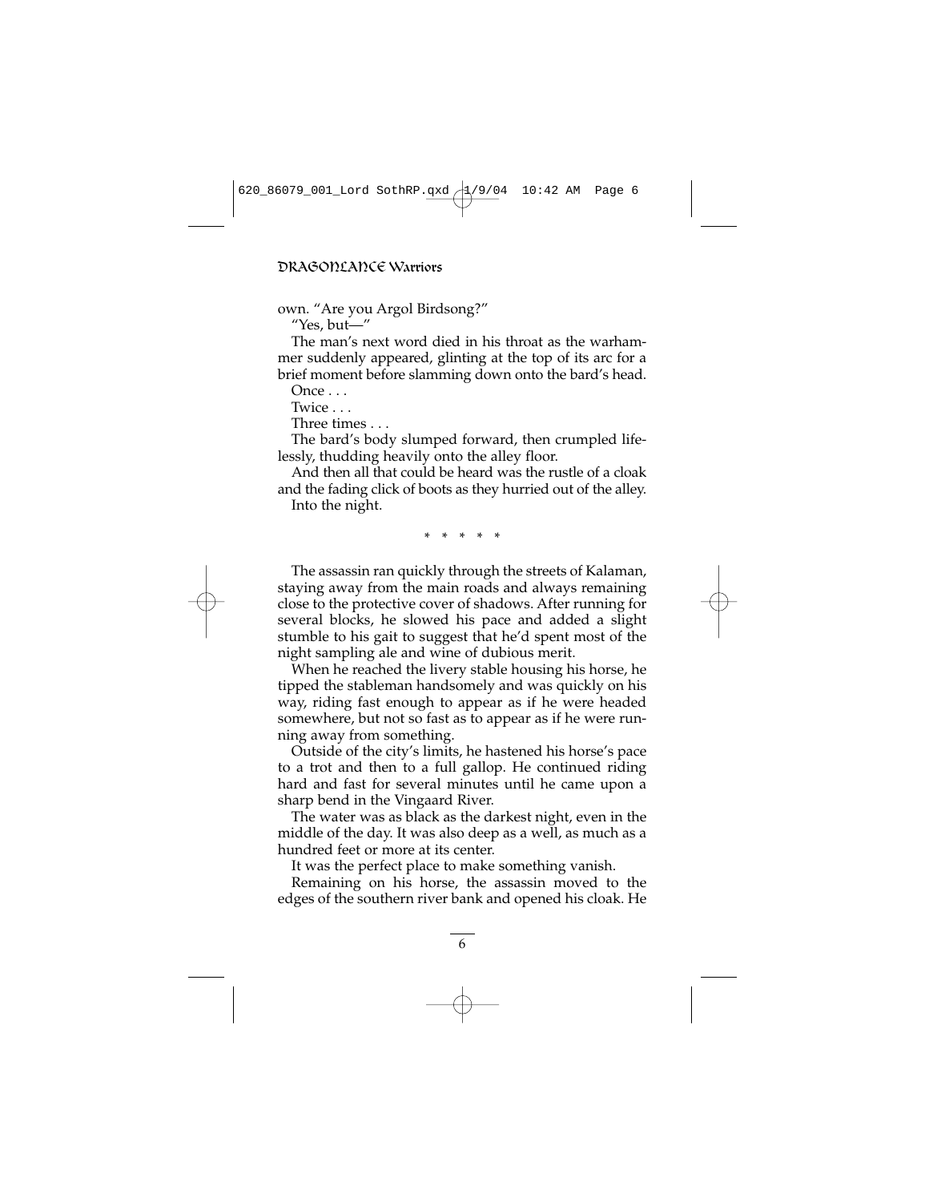own. "Are you Argol Birdsong?"

"Yes, but—"

The man's next word died in his throat as the warhammer suddenly appeared, glinting at the top of its arc for a brief moment before slamming down onto the bard's head.

Once . . .

Twice . . .

Three times . . .

The bard's body slumped forward, then crumpled lifelessly, thudding heavily onto the alley floor.

And then all that could be heard was the rustle of a cloak and the fading click of boots as they hurried out of the alley.

Into the night.

\* \* \* \* \*

The assassin ran quickly through the streets of Kalaman, staying away from the main roads and always remaining close to the protective cover of shadows. After running for several blocks, he slowed his pace and added a slight stumble to his gait to suggest that he'd spent most of the night sampling ale and wine of dubious merit.

When he reached the livery stable housing his horse, he tipped the stableman handsomely and was quickly on his way, riding fast enough to appear as if he were headed somewhere, but not so fast as to appear as if he were running away from something.

Outside of the city's limits, he hastened his horse's pace to a trot and then to a full gallop. He continued riding hard and fast for several minutes until he came upon a sharp bend in the Vingaard River.

The water was as black as the darkest night, even in the middle of the day. It was also deep as a well, as much as a hundred feet or more at its center.

It was the perfect place to make something vanish.

Remaining on his horse, the assassin moved to the edges of the southern river bank and opened his cloak. He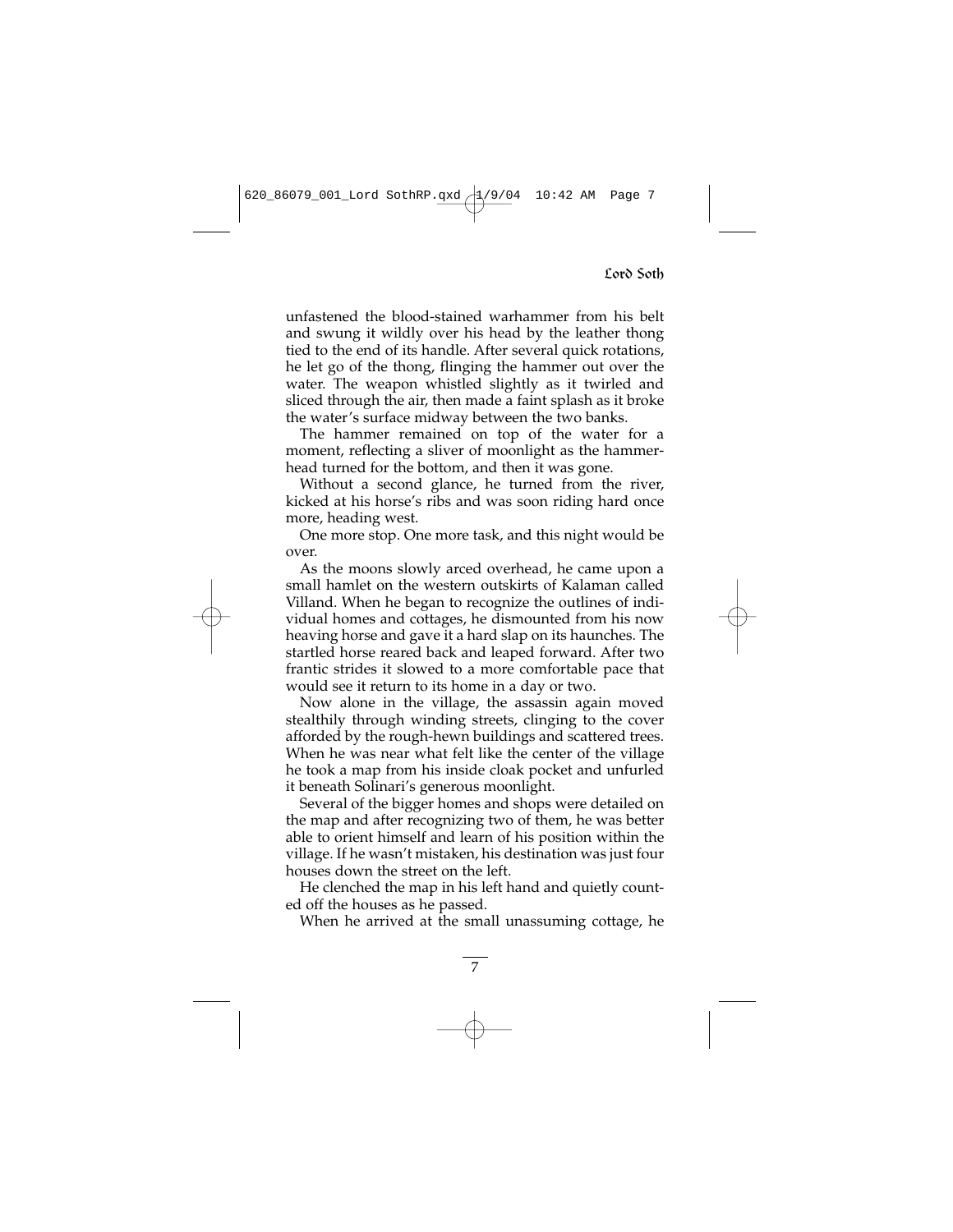unfastened the blood-stained warhammer from his belt and swung it wildly over his head by the leather thong tied to the end of its handle. After several quick rotations, he let go of the thong, flinging the hammer out over the water. The weapon whistled slightly as it twirled and sliced through the air, then made a faint splash as it broke the water's surface midway between the two banks.

The hammer remained on top of the water for a moment, reflecting a sliver of moonlight as the hammerhead turned for the bottom, and then it was gone.

Without a second glance, he turned from the river, kicked at his horse's ribs and was soon riding hard once more, heading west.

One more stop. One more task, and this night would be over.

As the moons slowly arced overhead, he came upon a small hamlet on the western outskirts of Kalaman called Villand. When he began to recognize the outlines of individual homes and cottages, he dismounted from his now heaving horse and gave it a hard slap on its haunches. The startled horse reared back and leaped forward. After two frantic strides it slowed to a more comfortable pace that would see it return to its home in a day or two.

Now alone in the village, the assassin again moved stealthily through winding streets, clinging to the cover afforded by the rough-hewn buildings and scattered trees. When he was near what felt like the center of the village he took a map from his inside cloak pocket and unfurled it beneath Solinari's generous moonlight.

Several of the bigger homes and shops were detailed on the map and after recognizing two of them, he was better able to orient himself and learn of his position within the village. If he wasn't mistaken, his destination was just four houses down the street on the left.

He clenched the map in his left hand and quietly counted off the houses as he passed.

When he arrived at the small unassuming cottage, he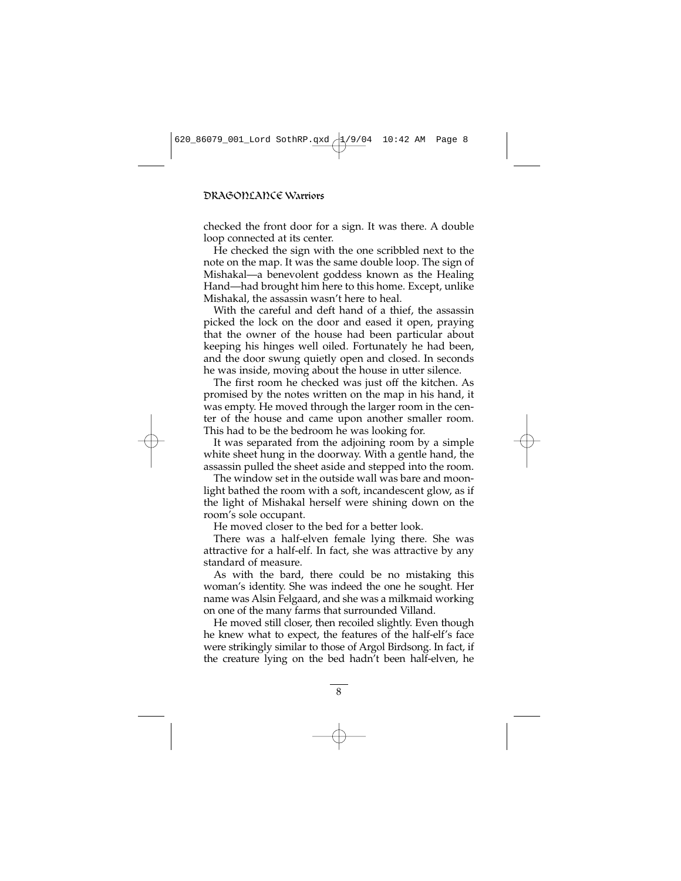checked the front door for a sign. It was there. A double loop connected at its center.

He checked the sign with the one scribbled next to the note on the map. It was the same double loop. The sign of Mishakal—a benevolent goddess known as the Healing Hand—had brought him here to this home. Except, unlike Mishakal, the assassin wasn't here to heal.

With the careful and deft hand of a thief, the assassin picked the lock on the door and eased it open, praying that the owner of the house had been particular about keeping his hinges well oiled. Fortunately he had been, and the door swung quietly open and closed. In seconds he was inside, moving about the house in utter silence.

The first room he checked was just off the kitchen. As promised by the notes written on the map in his hand, it was empty. He moved through the larger room in the center of the house and came upon another smaller room. This had to be the bedroom he was looking for.

It was separated from the adjoining room by a simple white sheet hung in the doorway. With a gentle hand, the assassin pulled the sheet aside and stepped into the room.

The window set in the outside wall was bare and moonlight bathed the room with a soft, incandescent glow, as if the light of Mishakal herself were shining down on the room's sole occupant.

He moved closer to the bed for a better look.

There was a half-elven female lying there. She was attractive for a half-elf. In fact, she was attractive by any standard of measure.

As with the bard, there could be no mistaking this woman's identity. She was indeed the one he sought. Her name was Alsin Felgaard, and she was a milkmaid working on one of the many farms that surrounded Villand.

He moved still closer, then recoiled slightly. Even though he knew what to expect, the features of the half-elf's face were strikingly similar to those of Argol Birdsong. In fact, if the creature lying on the bed hadn't been half-elven, he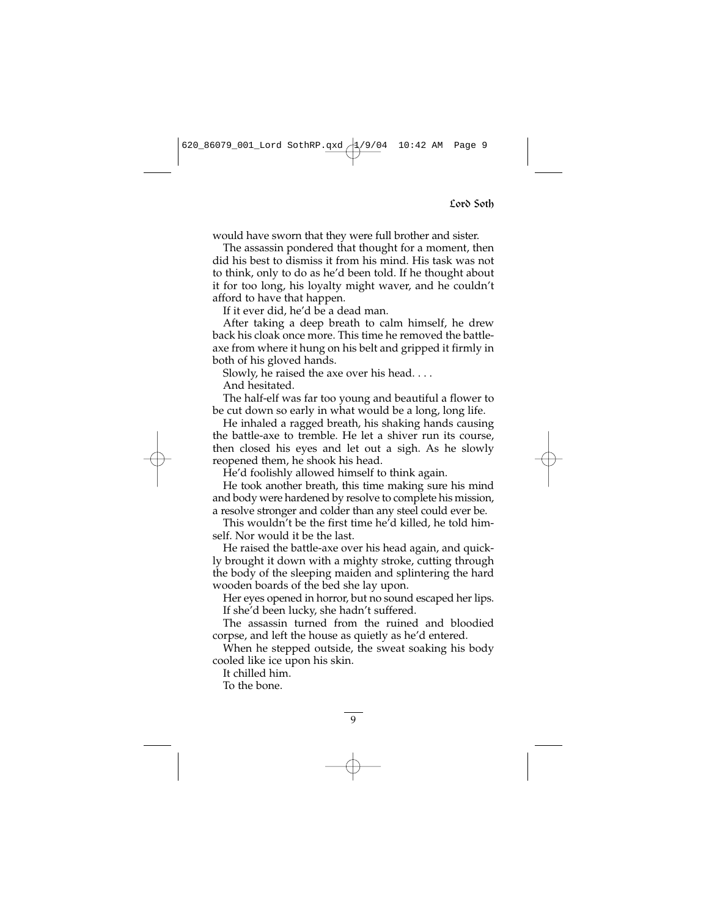would have sworn that they were full brother and sister.

The assassin pondered that thought for a moment, then did his best to dismiss it from his mind. His task was not to think, only to do as he'd been told. If he thought about it for too long, his loyalty might waver, and he couldn't afford to have that happen.

If it ever did, he'd be a dead man.

After taking a deep breath to calm himself, he drew back his cloak once more. This time he removed the battle-axe from where it hung on his belt and gripped it firmly in both of his gloved hands.

Slowly, he raised the axe over his head. . . .

And hesitated.

The half-elf was far too young and beautiful a flower to be cut down so early in what would be a long, long life.

He inhaled a ragged breath, his shaking hands causing the battle-axe to tremble. He let a shiver run its course, then closed his eyes and let out a sigh. As he slowly reopened them, he shook his head.

He'd foolishly allowed himself to think again.

He took another breath, this time making sure his mind and body were hardened by resolve to complete his mission, a resolve stronger and colder than any steel could ever be.

This wouldn't be the first time he'd killed, he told himself. Nor would it be the last.

He raised the battle-axe over his head again, and quickly brought it down with a mighty stroke, cutting through the body of the sleeping maiden and splintering the hard wooden boards of the bed she lay upon.

Her eyes opened in horror, but no sound escaped her lips.

If she'd been lucky, she hadn't suffered.

The assassin turned from the ruined and bloodied corpse, and left the house as quietly as he'd entered.

When he stepped outside, the sweat soaking his body cooled like ice upon his skin.

It chilled him.

To the bone.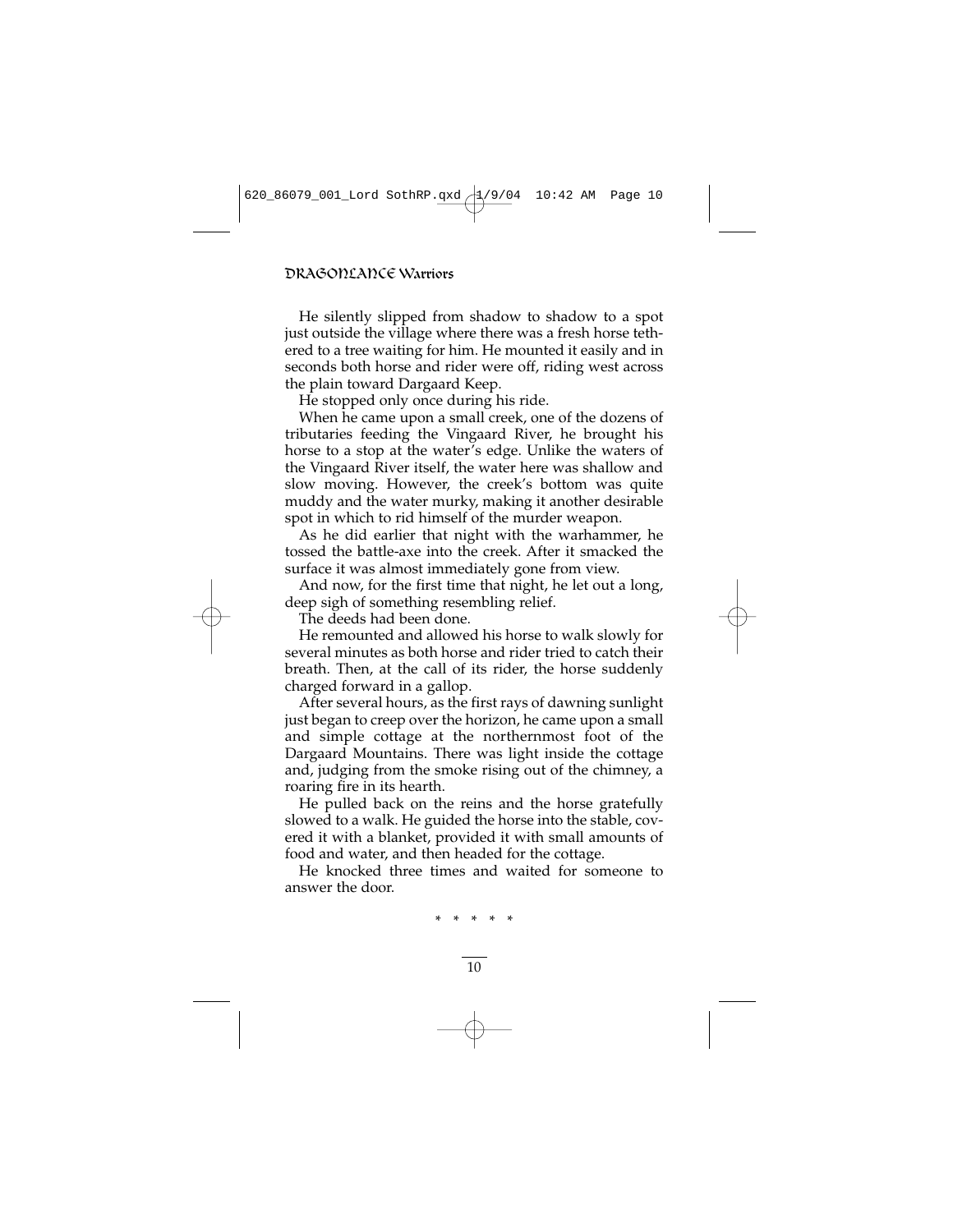He silently slipped from shadow to shadow to a spot just outside the village where there was a fresh horse tethered to a tree waiting for him. He mounted it easily and in seconds both horse and rider were off, riding west across the plain toward Dargaard Keep.

He stopped only once during his ride.

When he came upon a small creek, one of the dozens of tributaries feeding the Vingaard River, he brought his horse to a stop at the water's edge. Unlike the waters of the Vingaard River itself, the water here was shallow and slow moving. However, the creek's bottom was quite muddy and the water murky, making it another desirable spot in which to rid himself of the murder weapon.

As he did earlier that night with the warhammer, he tossed the battle-axe into the creek. After it smacked the surface it was almost immediately gone from view.

And now, for the first time that night, he let out a long, deep sigh of something resembling relief.

The deeds had been done.

He remounted and allowed his horse to walk slowly for several minutes as both horse and rider tried to catch their breath. Then, at the call of its rider, the horse suddenly charged forward in a gallop.

After several hours, as the first rays of dawning sunlight just began to creep over the horizon, he came upon a small and simple cottage at the northernmost foot of the Dargaard Mountains. There was light inside the cottage and, judging from the smoke rising out of the chimney, a roaring fire in its hearth.

He pulled back on the reins and the horse gratefully slowed to a walk. He guided the horse into the stable, covered it with a blanket, provided it with small amounts of food and water, and then headed for the cottage.

He knocked three times and waited for someone to answer the door.

\* \* \* \* \*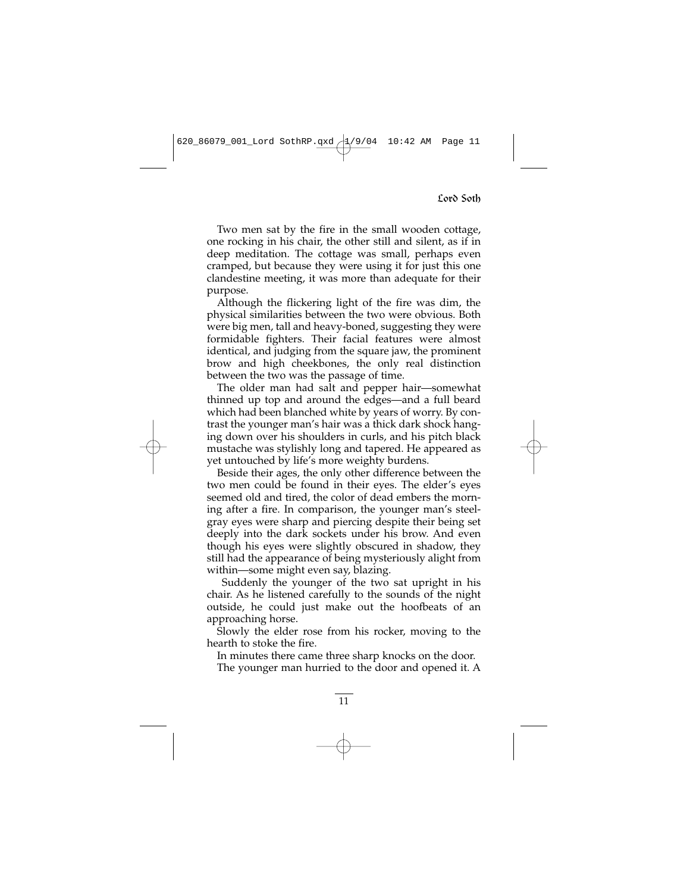Two men sat by the fire in the small wooden cottage, one rocking in his chair, the other still and silent, as if in deep meditation. The cottage was small, perhaps even cramped, but because they were using it for just this one clandestine meeting, it was more than adequate for their purpose.

Although the flickering light of the fire was dim, the physical similarities between the two were obvious. Both were big men, tall and heavy-boned, suggesting they were formidable fighters. Their facial features were almost identical, and judging from the square jaw, the prominent brow and high cheekbones, the only real distinction between the two was the passage of time.

The older man had salt and pepper hair—somewhat thinned up top and around the edges—and a full beard which had been blanched white by years of worry. By contrast the younger man's hair was a thick dark shock hanging down over his shoulders in curls, and his pitch black mustache was stylishly long and tapered. He appeared as yet untouched by life's more weighty burdens.

Beside their ages, the only other difference between the two men could be found in their eyes. The elder's eyes seemed old and tired, the color of dead embers the morning after a fire. In comparison, the younger man's steel-gray eyes were sharp and piercing despite their being set deeply into the dark sockets under his brow. And even though his eyes were slightly obscured in shadow, they still had the appearance of being mysteriously alight from within—some might even say, blazing.

Suddenly the younger of the two sat upright in his chair. As he listened carefully to the sounds of the night outside, he could just make out the hoofbeats of an approaching horse.

Slowly the elder rose from his rocker, moving to the hearth to stoke the fire.

In minutes there came three sharp knocks on the door.

The younger man hurried to the door and opened it. A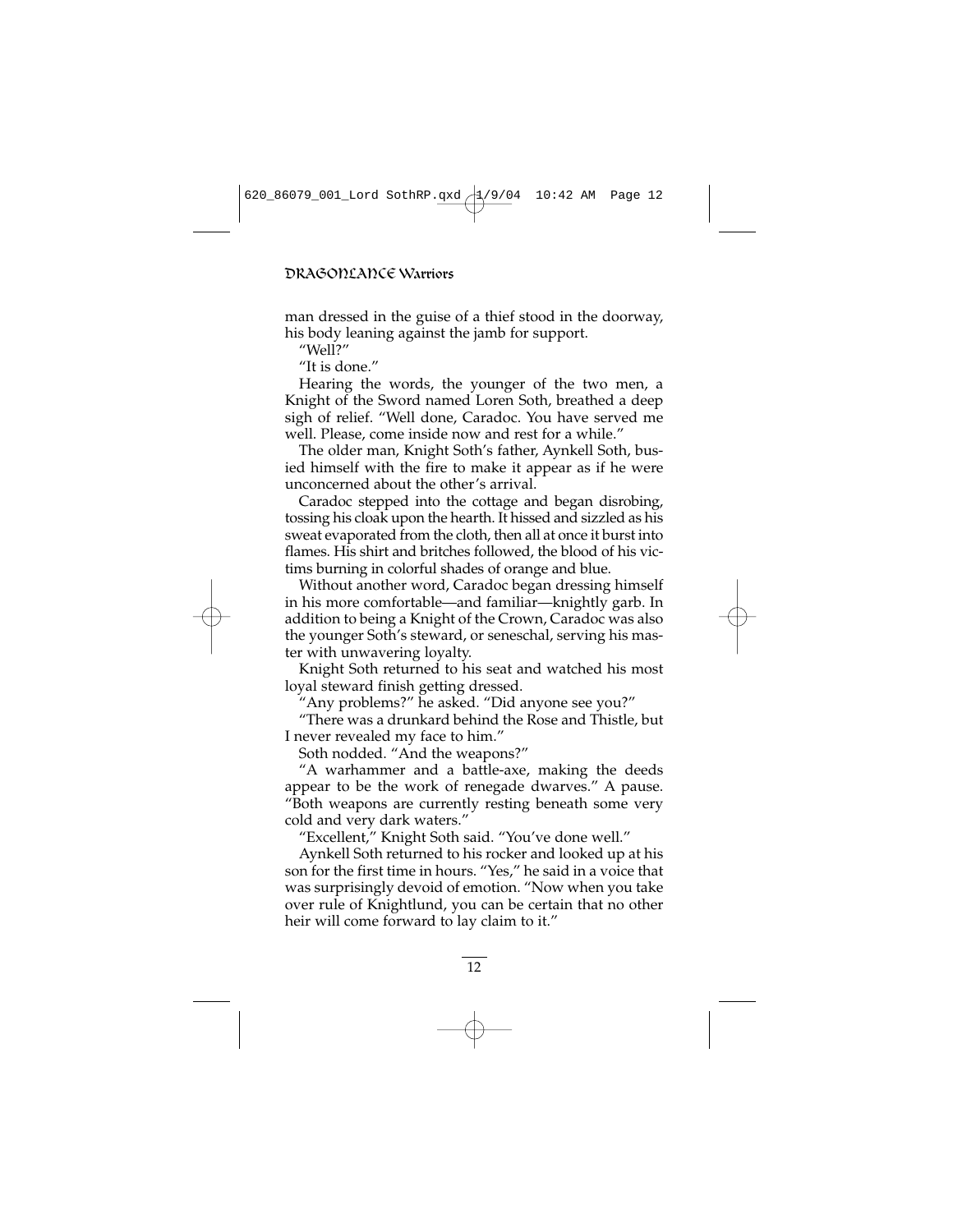man dressed in the guise of a thief stood in the doorway, his body leaning against the jamb for support.

"Well?"

"It is done."

Hearing the words, the younger of the two men, a Knight of the Sword named Loren Soth, breathed a deep sigh of relief. "Well done, Caradoc. You have served me well. Please, come inside now and rest for a while."

The older man, Knight Soth's father, Aynkell Soth, busied himself with the fire to make it appear as if he were unconcerned about the other's arrival.

Caradoc stepped into the cottage and began disrobing, tossing his cloak upon the hearth. It hissed and sizzled as his sweat evaporated from the cloth, then all at once it burst into flames. His shirt and britches followed, the blood of his victims burning in colorful shades of orange and blue.

Without another word, Caradoc began dressing himself in his more comfortable—and familiar—knightly garb. In addition to being a Knight of the Crown, Caradoc was also the younger Soth's steward, or seneschal, serving his master with unwavering loyalty.

Knight Soth returned to his seat and watched his most loyal steward finish getting dressed.

"Any problems?" he asked. "Did anyone see you?"

"There was a drunkard behind the Rose and Thistle, but I never revealed my face to him."

Soth nodded. "And the weapons?"

"A warhammer and a battle-axe, making the deeds appear to be the work of renegade dwarves." A pause. "Both weapons are currently resting beneath some very cold and very dark waters."

"Excellent," Knight Soth said. "You've done well."

Aynkell Soth returned to his rocker and looked up at his son for the first time in hours. "Yes," he said in a voice that was surprisingly devoid of emotion. "Now when you take over rule of Knightlund, you can be certain that no other heir will come forward to lay claim to it."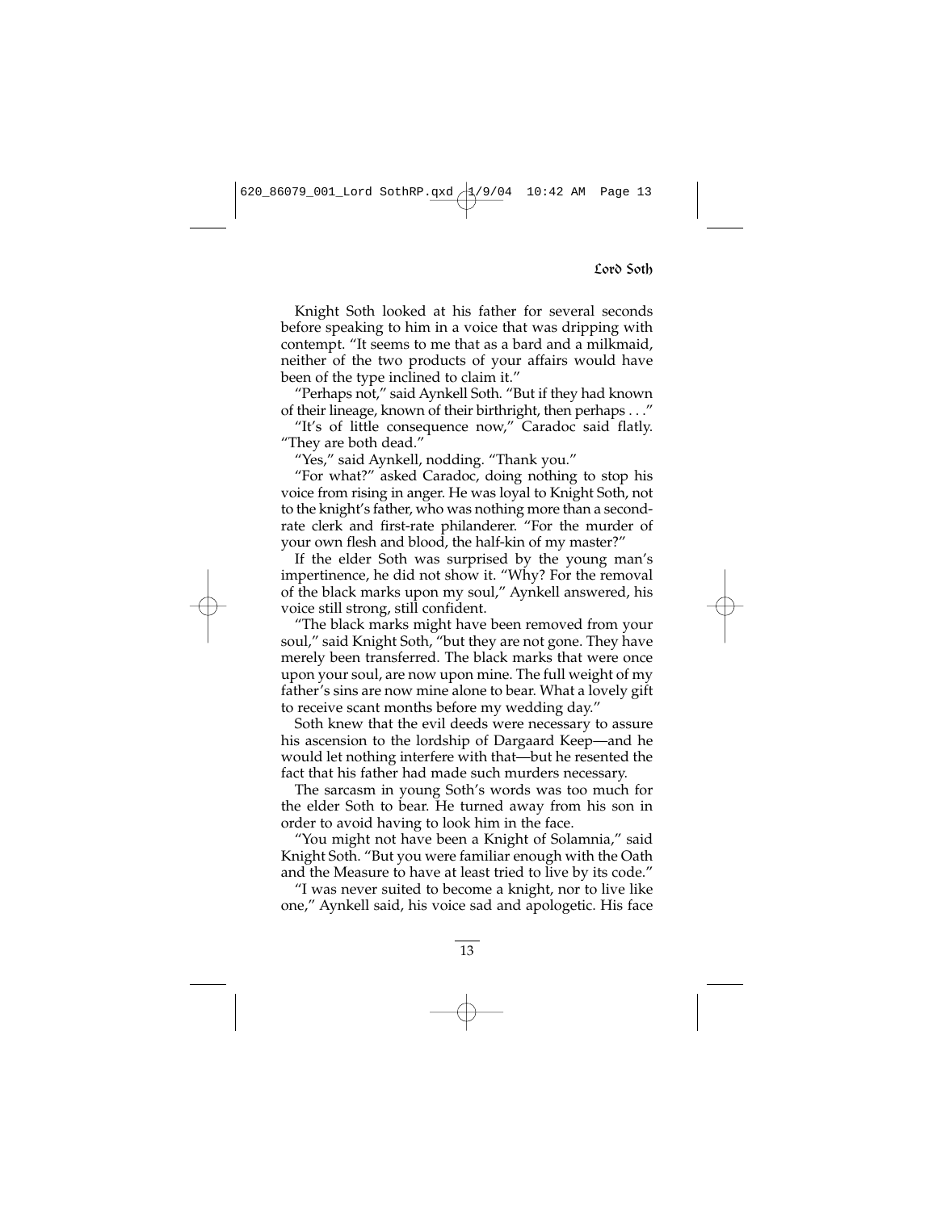Knight Soth looked at his father for several seconds before speaking to him in a voice that was dripping with contempt. "It seems to me that as a bard and a milkmaid, neither of the two products of your affairs would have been of the type inclined to claim it."

"Perhaps not," said Aynkell Soth. "But if they had known of their lineage, known of their birthright, then perhaps . . ."

"It's of little consequence now," Caradoc said flatly. "They are both dead."

"Yes," said Aynkell, nodding. "Thank you."

"For what?" asked Caradoc, doing nothing to stop his voice from rising in anger. He was loyal to Knight Soth, not to the knight's father, who was nothing more than a second-rate clerk and first-rate philanderer. "For the murder of your own flesh and blood, the half-kin of my master?"

If the elder Soth was surprised by the young man's impertinence, he did not show it. "Why? For the removal of the black marks upon my soul," Aynkell answered, his voice still strong, still confident.

"The black marks might have been removed from your soul," said Knight Soth, "but they are not gone. They have merely been transferred. The black marks that were once upon your soul, are now upon mine. The full weight of my father's sins are now mine alone to bear. What a lovely gift to receive scant months before my wedding day."

Soth knew that the evil deeds were necessary to assure his ascension to the lordship of Dargaard Keep—and he would let nothing interfere with that—but he resented the fact that his father had made such murders necessary.

The sarcasm in young Soth's words was too much for the elder Soth to bear. He turned away from his son in order to avoid having to look him in the face.

"You might not have been a Knight of Solamnia," said Knight Soth. "But you were familiar enough with the Oath and the Measure to have at least tried to live by its code."

"I was never suited to become a knight, nor to live like one," Aynkell said, his voice sad and apologetic. His face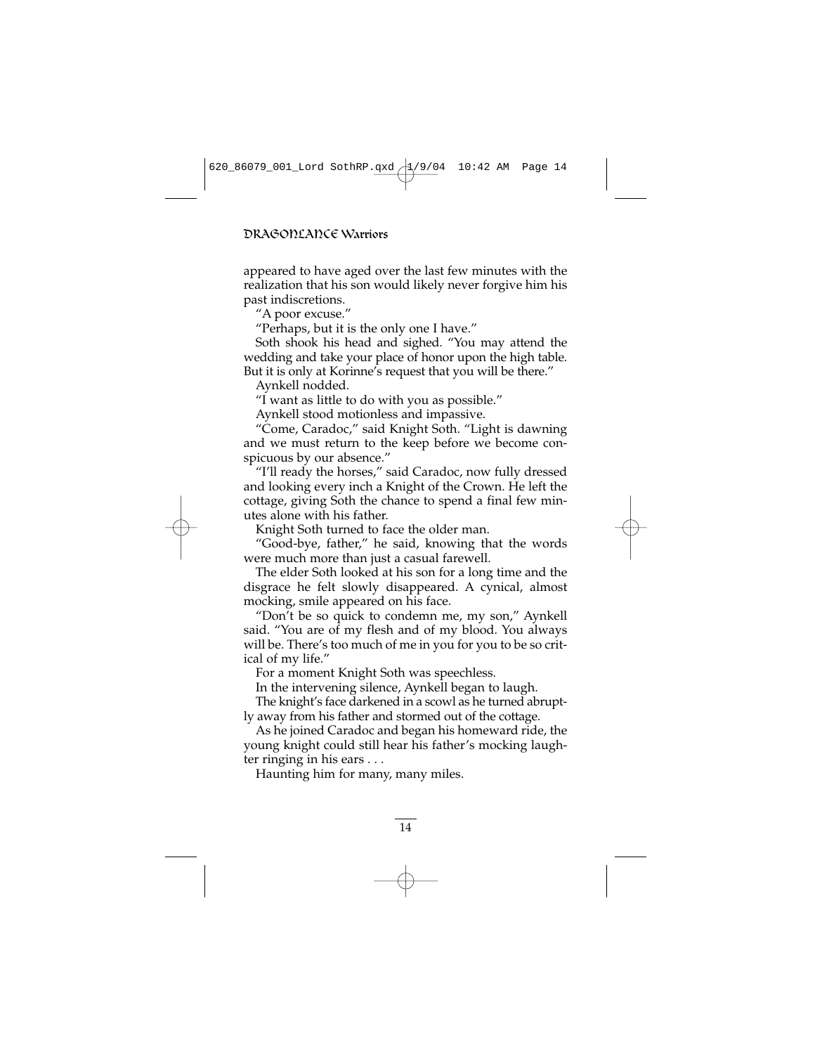appeared to have aged over the last few minutes with the realization that his son would likely never forgive him his past indiscretions.

"A poor excuse."

"Perhaps, but it is the only one I have."

Soth shook his head and sighed. "You may attend the wedding and take your place of honor upon the high table. But it is only at Korinne's request that you will be there."

Aynkell nodded.

"I want as little to do with you as possible."

Aynkell stood motionless and impassive.

"Come, Caradoc," said Knight Soth. "Light is dawning and we must return to the keep before we become conspicuous by our absence."

"I'll ready the horses," said Caradoc, now fully dressed and looking every inch a Knight of the Crown. He left the cottage, giving Soth the chance to spend a final few minutes alone with his father.

Knight Soth turned to face the older man.

"Good-bye, father," he said, knowing that the words were much more than just a casual farewell.

The elder Soth looked at his son for a long time and the disgrace he felt slowly disappeared. A cynical, almost mocking, smile appeared on his face.

"Don't be so quick to condemn me, my son," Aynkell said. "You are of my flesh and of my blood. You always will be. There's too much of me in you for you to be so critical of my life."

For a moment Knight Soth was speechless.

In the intervening silence, Aynkell began to laugh.

The knight's face darkened in a scowl as he turned abruptly away from his father and stormed out of the cottage.

As he joined Caradoc and began his homeward ride, the young knight could still hear his father's mocking laughter ringing in his ears . . .

Haunting him for many, many miles.